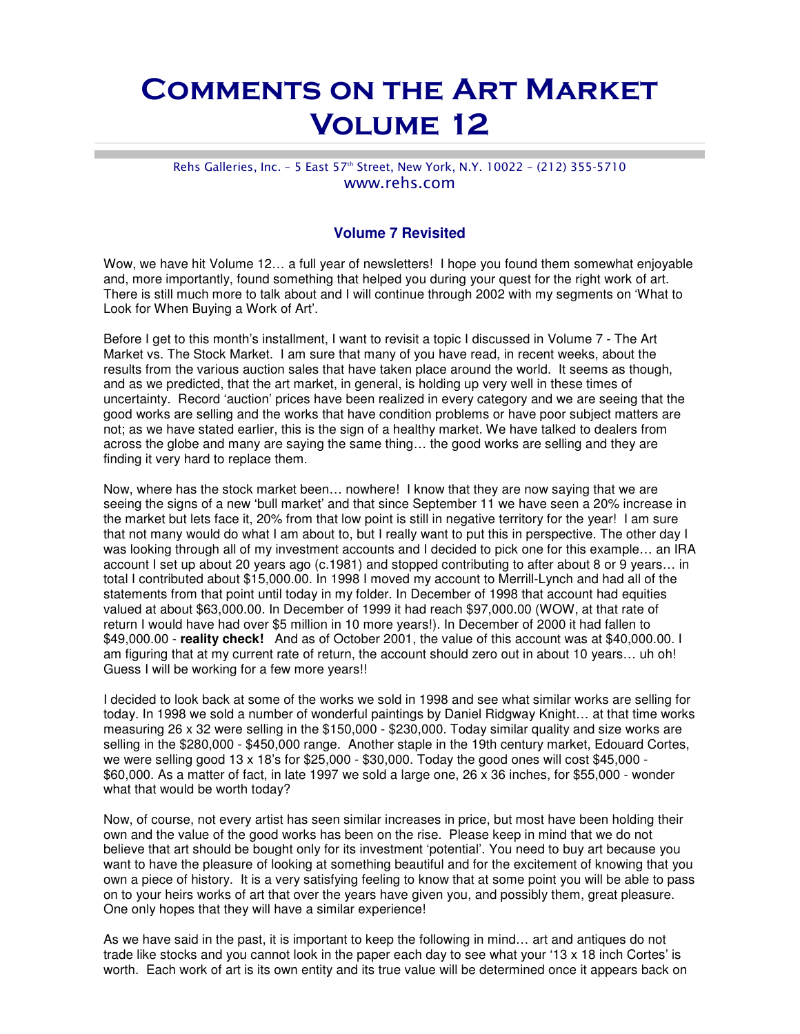# Comments on the Art Market Volume 12

Rehs Galleries, Inc. – 5 East 57th Street, New York, N.Y. 10022 – (212) 355-5710
www.rehs.com

### Volume 7 Revisited

Wow, we have hit Volume 12… a full year of newsletters! I hope you found them somewhat enjoyable and, more importantly, found something that helped you during your quest for the right work of art. There is still much more to talk about and I will continue through 2002 with my segments on 'What to Look for When Buying a Work of Art'.

Before I get to this month's installment, I want to revisit a topic I discussed in Volume 7 - The Art Market vs. The Stock Market. I am sure that many of you have read, in recent weeks, about the results from the various auction sales that have taken place around the world. It seems as though, and as we predicted, that the art market, in general, is holding up very well in these times of uncertainty. Record 'auction' prices have been realized in every category and we are seeing that the good works are selling and the works that have condition problems or have poor subject matters are not; as we have stated earlier, this is the sign of a healthy market. We have talked to dealers from across the globe and many are saying the same thing… the good works are selling and they are finding it very hard to replace them.

Now, where has the stock market been… nowhere! I know that they are now saying that we are seeing the signs of a new 'bull market' and that since September 11 we have seen a 20% increase in the market but lets face it, 20% from that low point is still in negative territory for the year! I am sure that not many would do what I am about to, but I really want to put this in perspective. The other day I was looking through all of my investment accounts and I decided to pick one for this example… an IRA account I set up about 20 years ago (c.1981) and stopped contributing to after about 8 or 9 years… in total I contributed about $15,000.00. In 1998 I moved my account to Merrill-Lynch and had all of the statements from that point until today in my folder. In December of 1998 that account had equities valued at about $63,000.00. In December of 1999 it had reach $97,000.00 (WOW, at that rate of return I would have had over $5 million in 10 more years!). In December of 2000 it had fallen to $49,000.00 - **reality check!** And as of October 2001, the value of this account was at $40,000.00. I am figuring that at my current rate of return, the account should zero out in about 10 years… uh oh! Guess I will be working for a few more years!!

I decided to look back at some of the works we sold in 1998 and see what similar works are selling for today. In 1998 we sold a number of wonderful paintings by Daniel Ridgway Knight… at that time works measuring 26 x 32 were selling in the $150,000 - $230,000. Today similar quality and size works are selling in the $280,000 - $450,000 range. Another staple in the 19th century market, Edouard Cortes, we were selling good 13 x 18's for $25,000 - $30,000. Today the good ones will cost $45,000 - $60,000. As a matter of fact, in late 1997 we sold a large one, 26 x 36 inches, for $55,000 - wonder what that would be worth today?

Now, of course, not every artist has seen similar increases in price, but most have been holding their own and the value of the good works has been on the rise. Please keep in mind that we do not believe that art should be bought only for its investment 'potential'. You need to buy art because you want to have the pleasure of looking at something beautiful and for the excitement of knowing that you own a piece of history. It is a very satisfying feeling to know that at some point you will be able to pass on to your heirs works of art that over the years have given you, and possibly them, great pleasure. One only hopes that they will have a similar experience!

As we have said in the past, it is important to keep the following in mind… art and antiques do not trade like stocks and you cannot look in the paper each day to see what your '13 x 18 inch Cortes' is worth. Each work of art is its own entity and its true value will be determined once it appears back on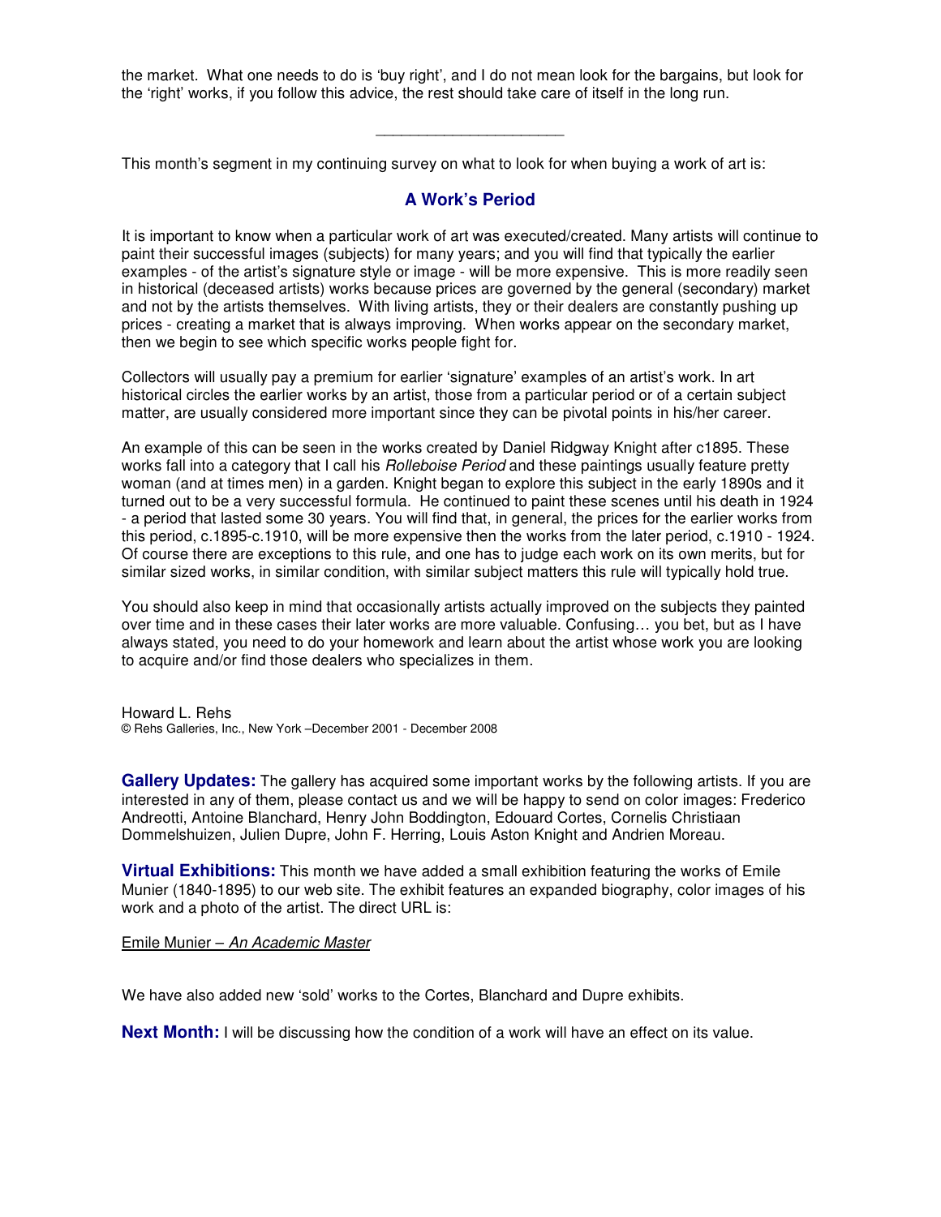the market. What one needs to do is 'buy right', and I do not mean look for the bargains, but look for the 'right' works, if you follow this advice, the rest should take care of itself in the long run.

---

This month's segment in my continuing survey on what to look for when buying a work of art is:

## A Work's Period

It is important to know when a particular work of art was executed/created. Many artists will continue to paint their successful images (subjects) for many years; and you will find that typically the earlier examples - of the artist's signature style or image - will be more expensive. This is more readily seen in historical (deceased artists) works because prices are governed by the general (secondary) market and not by the artists themselves. With living artists, they or their dealers are constantly pushing up prices - creating a market that is always improving. When works appear on the secondary market, then we begin to see which specific works people fight for.

Collectors will usually pay a premium for earlier 'signature' examples of an artist's work. In art historical circles the earlier works by an artist, those from a particular period or of a certain subject matter, are usually considered more important since they can be pivotal points in his/her career.

An example of this can be seen in the works created by Daniel Ridgway Knight after c1895. These works fall into a category that I call his *Rolleboise Period* and these paintings usually feature pretty woman (and at times men) in a garden. Knight began to explore this subject in the early 1890s and it turned out to be a very successful formula. He continued to paint these scenes until his death in 1924 - a period that lasted some 30 years. You will find that, in general, the prices for the earlier works from this period, c.1895-c.1910, will be more expensive then the works from the later period, c.1910 - 1924. Of course there are exceptions to this rule, and one has to judge each work on its own merits, but for similar sized works, in similar condition, with similar subject matters this rule will typically hold true.

You should also keep in mind that occasionally artists actually improved on the subjects they painted over time and in these cases their later works are more valuable. Confusing… you bet, but as I have always stated, you need to do your homework and learn about the artist whose work you are looking to acquire and/or find those dealers who specializes in them.

Howard L. Rehs
© Rehs Galleries, Inc., New York –December 2001 - December 2008

**Gallery Updates:** The gallery has acquired some important works by the following artists. If you are interested in any of them, please contact us and we will be happy to send on color images: Frederico Andreotti, Antoine Blanchard, Henry John Boddington, Edouard Cortes, Cornelis Christiaan Dommelshuizen, Julien Dupre, John F. Herring, Louis Aston Knight and Andrien Moreau.

**Virtual Exhibitions:** This month we have added a small exhibition featuring the works of Emile Munier (1840-1895) to our web site. The exhibit features an expanded biography, color images of his work and a photo of the artist. The direct URL is:

Emile Munier – *An Academic Master*

We have also added new 'sold' works to the Cortes, Blanchard and Dupre exhibits.

**Next Month:** I will be discussing how the condition of a work will have an effect on its value.